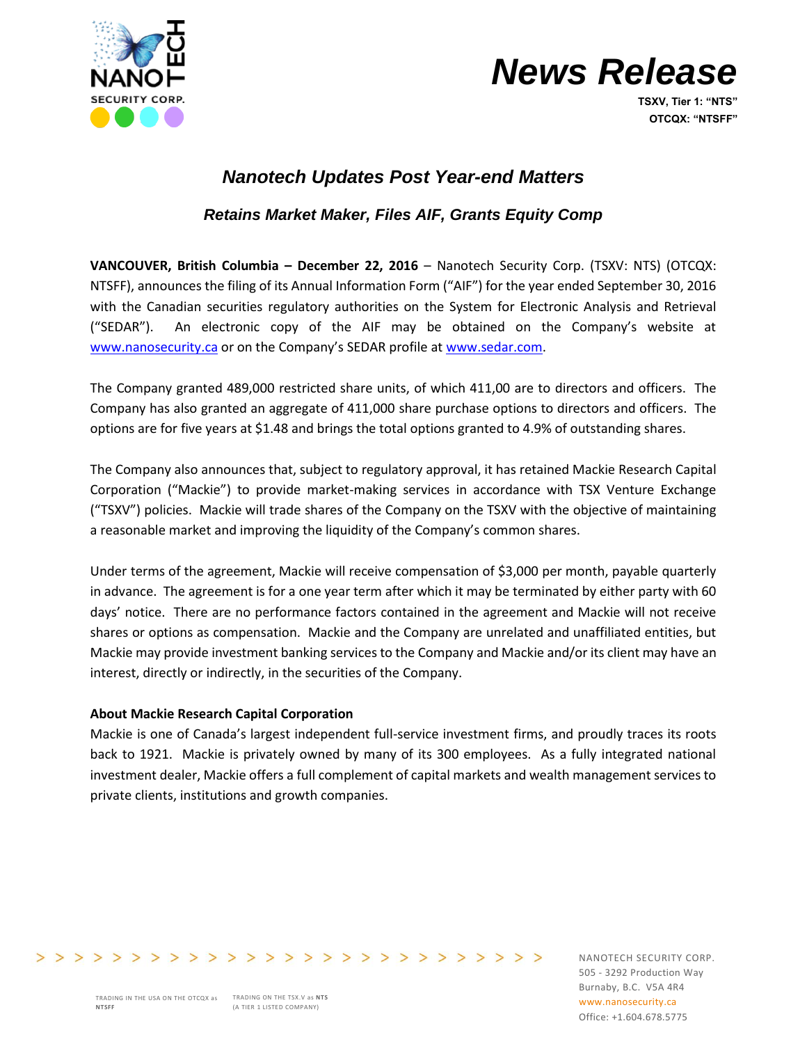# News Release

**TSXV, Tier 1: "NTS"**
**OTCQX: "NTSFF"**

## *Nanotech Updates Post Year-end Matters*

### *Retains Market Maker, Files AIF, Grants Equity Comp*

**VANCOUVER, British Columbia – December 22, 2016** – Nanotech Security Corp. (TSXV: NTS) (OTCQX: NTSFF), announces the filing of its Annual Information Form ("AIF") for the year ended September 30, 2016 with the Canadian securities regulatory authorities on the System for Electronic Analysis and Retrieval ("SEDAR"). An electronic copy of the AIF may be obtained on the Company's website at www.nanosecurity.ca or on the Company's SEDAR profile at www.sedar.com.

The Company granted 489,000 restricted share units, of which 411,00 are to directors and officers. The Company has also granted an aggregate of 411,000 share purchase options to directors and officers. The options are for five years at $1.48 and brings the total options granted to 4.9% of outstanding shares.

The Company also announces that, subject to regulatory approval, it has retained Mackie Research Capital Corporation ("Mackie") to provide market-making services in accordance with TSX Venture Exchange ("TSXV") policies. Mackie will trade shares of the Company on the TSXV with the objective of maintaining a reasonable market and improving the liquidity of the Company's common shares.

Under terms of the agreement, Mackie will receive compensation of $3,000 per month, payable quarterly in advance. The agreement is for a one year term after which it may be terminated by either party with 60 days' notice. There are no performance factors contained in the agreement and Mackie will not receive shares or options as compensation. Mackie and the Company are unrelated and unaffiliated entities, but Mackie may provide investment banking services to the Company and Mackie and/or its client may have an interest, directly or indirectly, in the securities of the Company.

**About Mackie Research Capital Corporation**

Mackie is one of Canada's largest independent full-service investment firms, and proudly traces its roots back to 1921. Mackie is privately owned by many of its 300 employees. As a fully integrated national investment dealer, Mackie offers a full complement of capital markets and wealth management services to private clients, institutions and growth companies.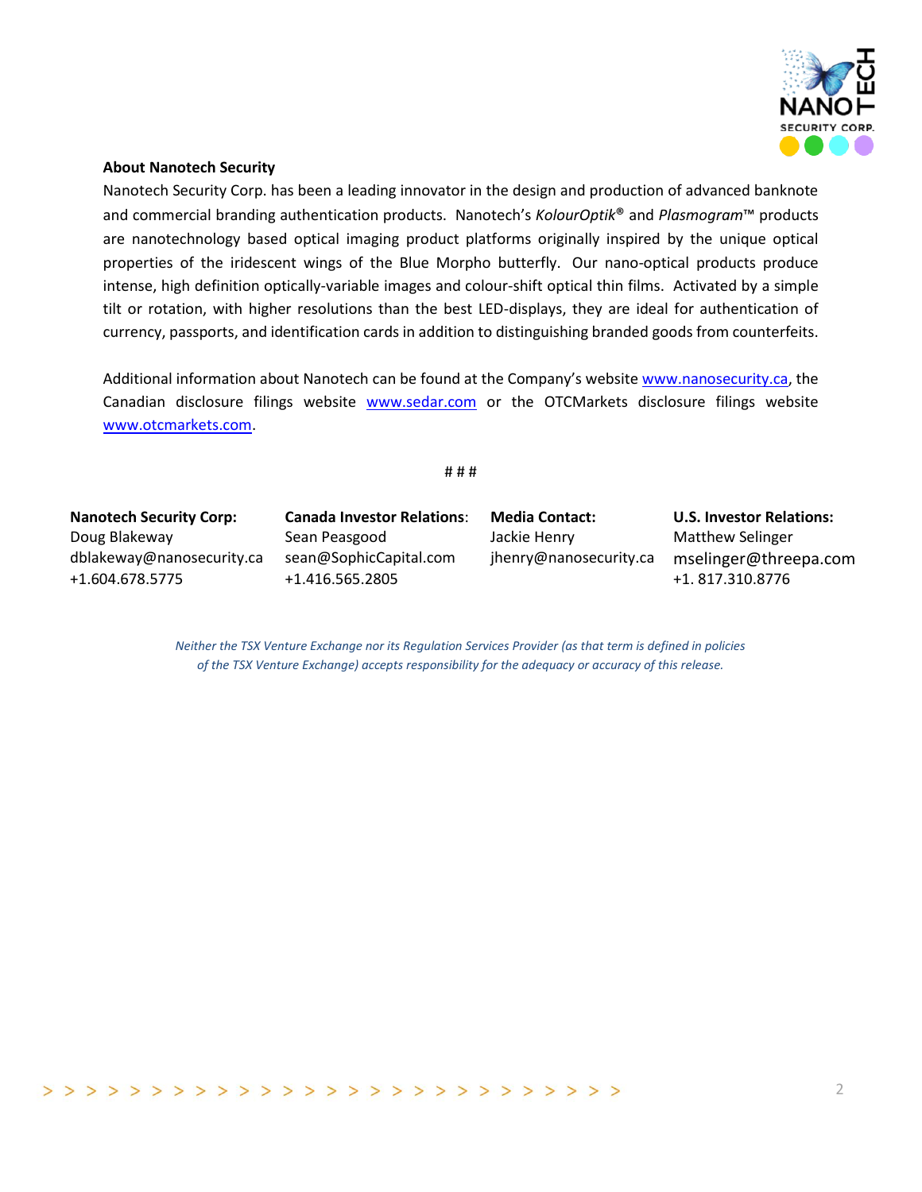## About Nanotech Security

Nanotech Security Corp. has been a leading innovator in the design and production of advanced banknote and commercial branding authentication products. Nanotech's *KolourOptik*® and *Plasmogram*™ products are nanotechnology based optical imaging product platforms originally inspired by the unique optical properties of the iridescent wings of the Blue Morpho butterfly. Our nano-optical products produce intense, high definition optically-variable images and colour-shift optical thin films. Activated by a simple tilt or rotation, with higher resolutions than the best LED-displays, they are ideal for authentication of currency, passports, and identification cards in addition to distinguishing branded goods from counterfeits.

Additional information about Nanotech can be found at the Company's website www.nanosecurity.ca, the Canadian disclosure filings website www.sedar.com or the OTCMarkets disclosure filings website www.otcmarkets.com.

# # #

| **Nanotech Security Corp:** | **Canada Investor Relations:** | **Media Contact:** | **U.S. Investor Relations:** |
| --- | --- | --- | --- |
| Doug Blakeway | Sean Peasgood | Jackie Henry | Matthew Selinger |
| dblakeway@nanosecurity.ca | sean@SophicCapital.com | jhenry@nanosecurity.ca | mselinger@threepa.com |
| +1.604.678.5775 | +1.416.565.2805 | | +1. 817.310.8776 |

*Neither the TSX Venture Exchange nor its Regulation Services Provider (as that term is defined in policies of the TSX Venture Exchange) accepts responsibility for the adequacy or accuracy of this release.*